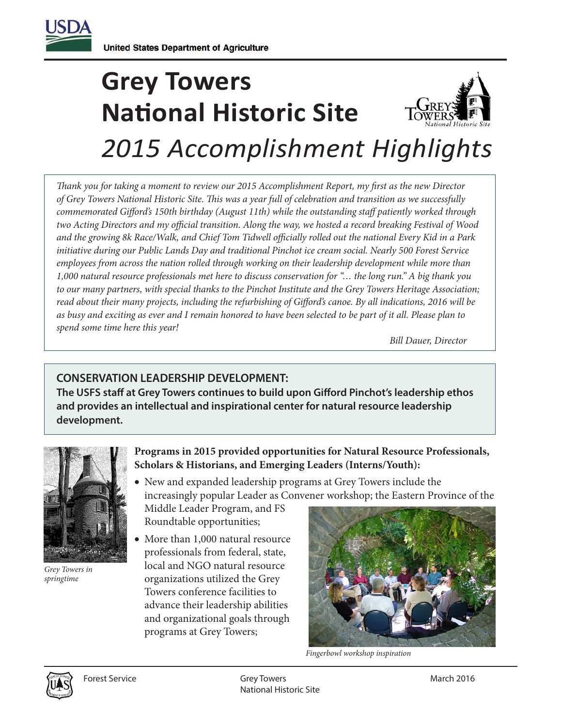USDA

United States Department of Agriculture

# Grey Towers National Historic Site

## *2015 Accomplishment Highlights*

*Thank you for taking a moment to review our 2015 Accomplishment Report, my first as the new Director of Grey Towers National Historic Site. This was a year full of celebration and transition as we successfully commemorated Gifford's 150th birthday (August 11th) while the outstanding staff patiently worked through two Acting Directors and my official transition. Along the way, we hosted a record breaking Festival of Wood and the growing 8k Race/Walk, and Chief Tom Tidwell officially rolled out the national Every Kid in a Park initiative during our Public Lands Day and traditional Pinchot ice cream social. Nearly 500 Forest Service employees from across the nation rolled through working on their leadership development while more than 1,000 natural resource professionals met here to discuss conservation for "… the long run." A big thank you to our many partners, with special thanks to the Pinchot Institute and the Grey Towers Heritage Association; read about their many projects, including the refurbishing of Gifford's canoe. By all indications, 2016 will be as busy and exciting as ever and I remain honored to have been selected to be part of it all. Please plan to spend some time here this year!*

*Bill Dauer, Director*

### CONSERVATION LEADERSHIP DEVELOPMENT:

**The USFS staff at Grey Towers continues to build upon Gifford Pinchot's leadership ethos and provides an intellectual and inspirational center for natural resource leadership development.**

*Grey Towers in springtime*

**Programs in 2015 provided opportunities for Natural Resource Professionals, Scholars & Historians, and Emerging Leaders (Interns/Youth):**

- New and expanded leadership programs at Grey Towers include the increasingly popular Leader as Convener workshop; the Eastern Province of the Middle Leader Program, and FS Roundtable opportunities;
- More than 1,000 natural resource professionals from federal, state, local and NGO natural resource organizations utilized the Grey Towers conference facilities to advance their leadership abilities and organizational goals through programs at Grey Towers;

*Fingerbowl workshop inspiration*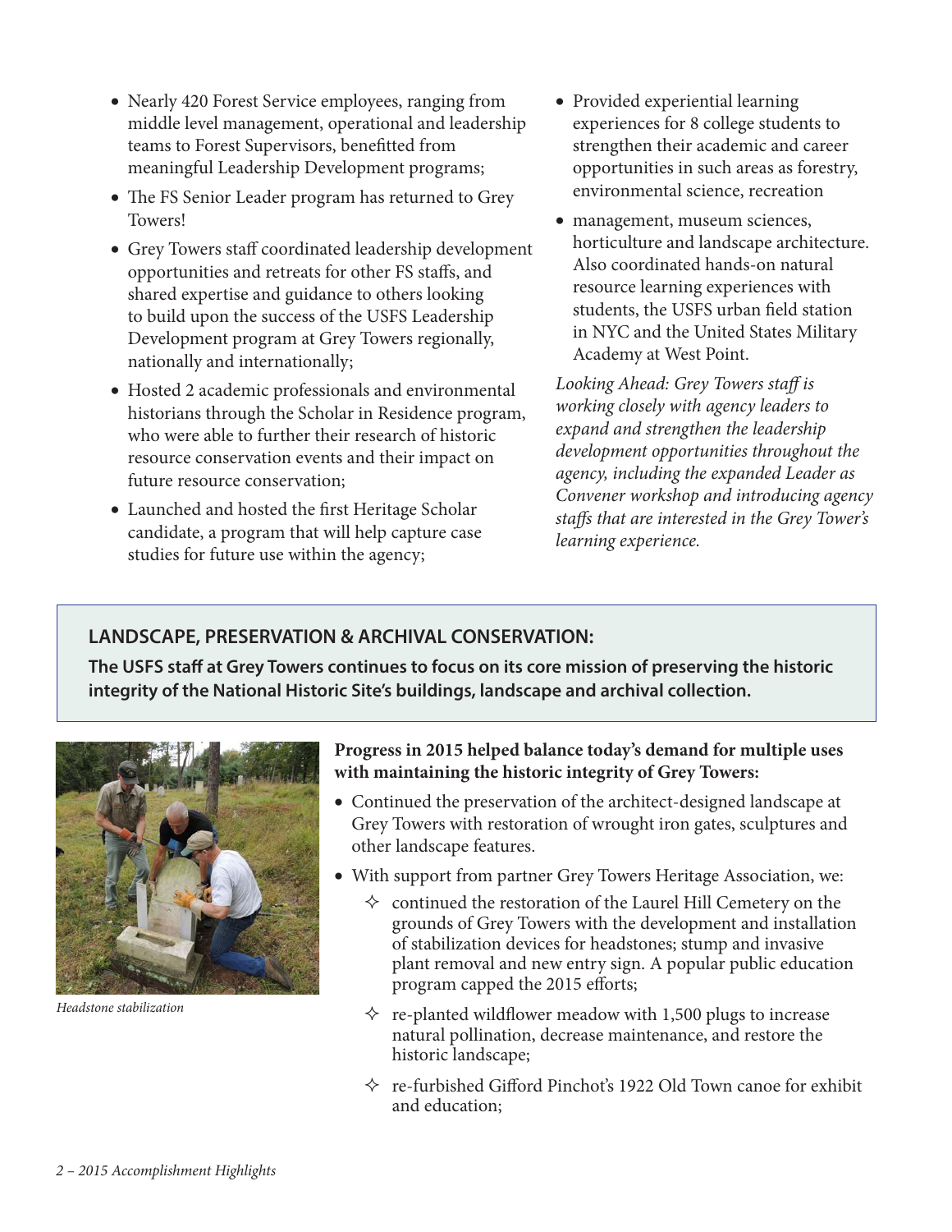- Nearly 420 Forest Service employees, ranging from middle level management, operational and leadership teams to Forest Supervisors, benefitted from meaningful Leadership Development programs;
- The FS Senior Leader program has returned to Grey Towers!
- Grey Towers staff coordinated leadership development opportunities and retreats for other FS staffs, and shared expertise and guidance to others looking to build upon the success of the USFS Leadership Development program at Grey Towers regionally, nationally and internationally;
- Hosted 2 academic professionals and environmental historians through the Scholar in Residence program, who were able to further their research of historic resource conservation events and their impact on future resource conservation;
- Launched and hosted the first Heritage Scholar candidate, a program that will help capture case studies for future use within the agency;
- Provided experiential learning experiences for 8 college students to strengthen their academic and career opportunities in such areas as forestry, environmental science, recreation
- management, museum sciences, horticulture and landscape architecture. Also coordinated hands-on natural resource learning experiences with students, the USFS urban field station in NYC and the United States Military Academy at West Point.

*Looking Ahead: Grey Towers staff is working closely with agency leaders to expand and strengthen the leadership development opportunities throughout the agency, including the expanded Leader as Convener workshop and introducing agency staffs that are interested in the Grey Tower's learning experience.*

## LANDSCAPE, PRESERVATION & ARCHIVAL CONSERVATION:

**The USFS staff at Grey Towers continues to focus on its core mission of preserving the historic integrity of the National Historic Site's buildings, landscape and archival collection.**

*Headstone stabilization*

**Progress in 2015 helped balance today's demand for multiple uses with maintaining the historic integrity of Grey Towers:**

- Continued the preservation of the architect-designed landscape at Grey Towers with restoration of wrought iron gates, sculptures and other landscape features.
- With support from partner Grey Towers Heritage Association, we:
  - continued the restoration of the Laurel Hill Cemetery on the grounds of Grey Towers with the development and installation of stabilization devices for headstones; stump and invasive plant removal and new entry sign. A popular public education program capped the 2015 efforts;
  - re-planted wildflower meadow with 1,500 plugs to increase natural pollination, decrease maintenance, and restore the historic landscape;
  - re-furbished Gifford Pinchot's 1922 Old Town canoe for exhibit and education;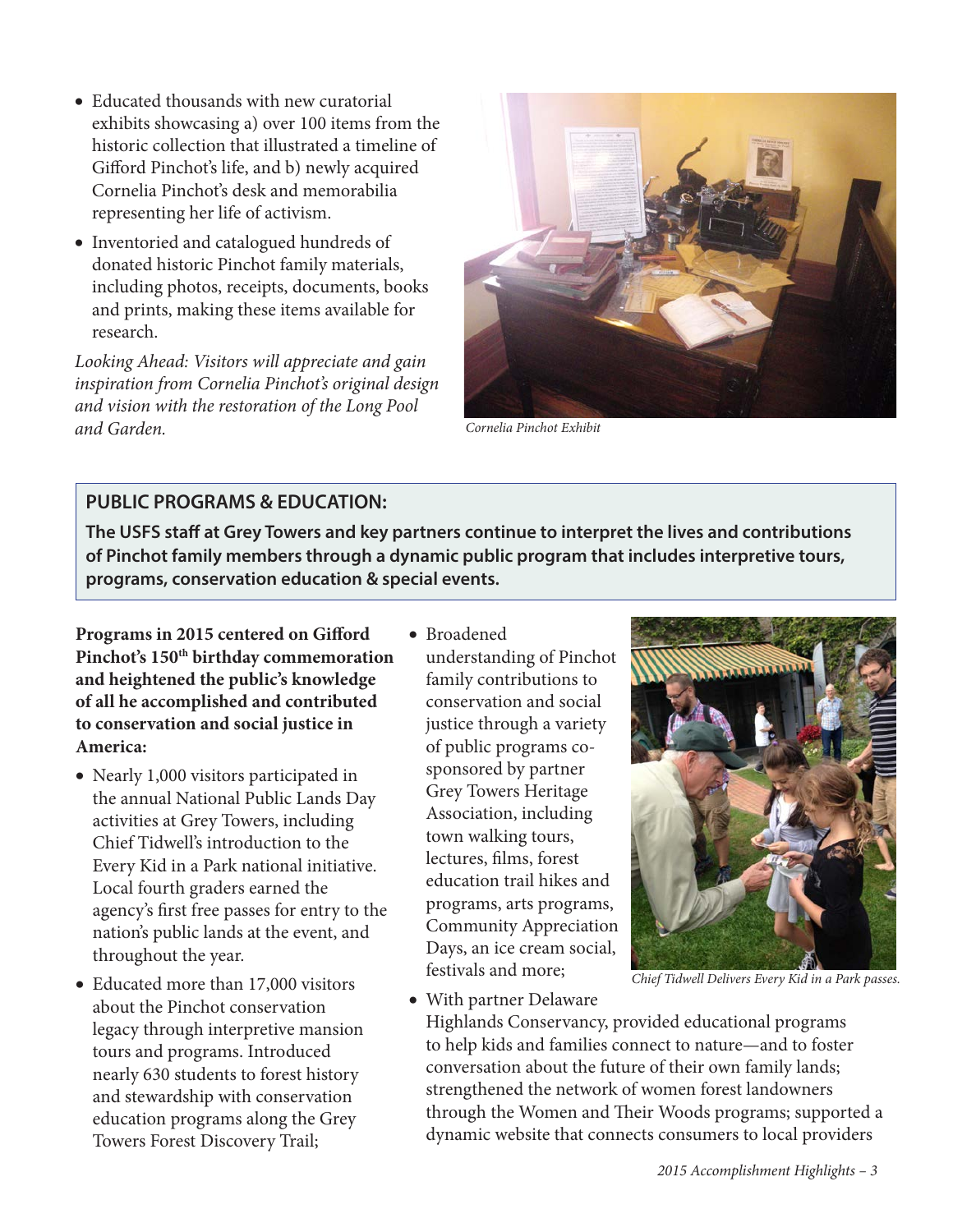- Educated thousands with new curatorial exhibits showcasing a) over 100 items from the historic collection that illustrated a timeline of Gifford Pinchot's life, and b) newly acquired Cornelia Pinchot's desk and memorabilia representing her life of activism.
- Inventoried and catalogued hundreds of donated historic Pinchot family materials, including photos, receipts, documents, books and prints, making these items available for research.

*Looking Ahead: Visitors will appreciate and gain inspiration from Cornelia Pinchot's original design and vision with the restoration of the Long Pool and Garden.*

*Cornelia Pinchot Exhibit*

## PUBLIC PROGRAMS & EDUCATION:

**The USFS staff at Grey Towers and key partners continue to interpret the lives and contributions of Pinchot family members through a dynamic public program that includes interpretive tours, programs, conservation education & special events.**

**Programs in 2015 centered on Gifford Pinchot's 150th birthday commemoration and heightened the public's knowledge of all he accomplished and contributed to conservation and social justice in America:**

- Nearly 1,000 visitors participated in the annual National Public Lands Day activities at Grey Towers, including Chief Tidwell's introduction to the Every Kid in a Park national initiative. Local fourth graders earned the agency's first free passes for entry to the nation's public lands at the event, and throughout the year.
- Educated more than 17,000 visitors about the Pinchot conservation legacy through interpretive mansion tours and programs. Introduced nearly 630 students to forest history and stewardship with conservation education programs along the Grey Towers Forest Discovery Trail;
- Broadened understanding of Pinchot family contributions to conservation and social justice through a variety of public programs co-sponsored by partner Grey Towers Heritage Association, including town walking tours, lectures, films, forest education trail hikes and programs, arts programs, Community Appreciation Days, an ice cream social, festivals and more;
- With partner Delaware Highlands Conservancy, provided educational programs to help kids and families connect to nature—and to foster conversation about the future of their own family lands; strengthened the network of women forest landowners through the Women and Their Woods programs; supported a dynamic website that connects consumers to local providers

*Chief Tidwell Delivers Every Kid in a Park passes.*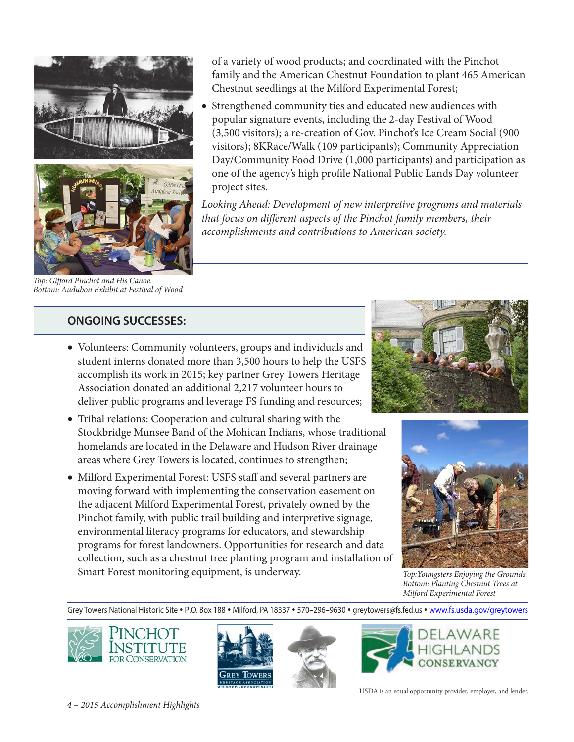of a variety of wood products; and coordinated with the Pinchot family and the American Chestnut Foundation to plant 465 American Chestnut seedlings at the Milford Experimental Forest;

- Strengthened community ties and educated new audiences with popular signature events, including the 2-day Festival of Wood (3,500 visitors); a re-creation of Gov. Pinchot's Ice Cream Social (900 visitors); 8KRace/Walk (109 participants); Community Appreciation Day/Community Food Drive (1,000 participants) and participation as one of the agency's high profile National Public Lands Day volunteer project sites.

*Looking Ahead: Development of new interpretive programs and materials that focus on different aspects of the Pinchot family members, their accomplishments and contributions to American society.*

*Top: Gifford Pinchot and His Canoe.*
*Bottom: Audubon Exhibit at Festival of Wood*

## ONGOING SUCCESSES:

- Volunteers: Community volunteers, groups and individuals and student interns donated more than 3,500 hours to help the USFS accomplish its work in 2015; key partner Grey Towers Heritage Association donated an additional 2,217 volunteer hours to deliver public programs and leverage FS funding and resources;
- Tribal relations: Cooperation and cultural sharing with the Stockbridge Munsee Band of the Mohican Indians, whose traditional homelands are located in the Delaware and Hudson River drainage areas where Grey Towers is located, continues to strengthen;
- Milford Experimental Forest: USFS staff and several partners are moving forward with implementing the conservation easement on the adjacent Milford Experimental Forest, privately owned by the Pinchot family, with public trail building and interpretive signage, environmental literacy programs for educators, and stewardship programs for forest landowners. Opportunities for research and data collection, such as a chestnut tree planting program and installation of Smart Forest monitoring equipment, is underway.

*Top: Youngsters Enjoying the Grounds.*
*Bottom: Planting Chestnut Trees at Milford Experimental Forest*

Grey Towers National Historic Site • P.O. Box 188 • Milford, PA 18337 • 570–296–9630 • greytowers@fs.fed.us • www.fs.usda.gov/greytowers

PINCHOT INSTITUTE FOR CONSERVATION

GREY TOWERS HERITAGE ASSOCIATION MILFORD • PENNSYLVANIA

DELAWARE HIGHLANDS CONSERVANCY

USDA is an equal opportunity provider, employer, and lender.